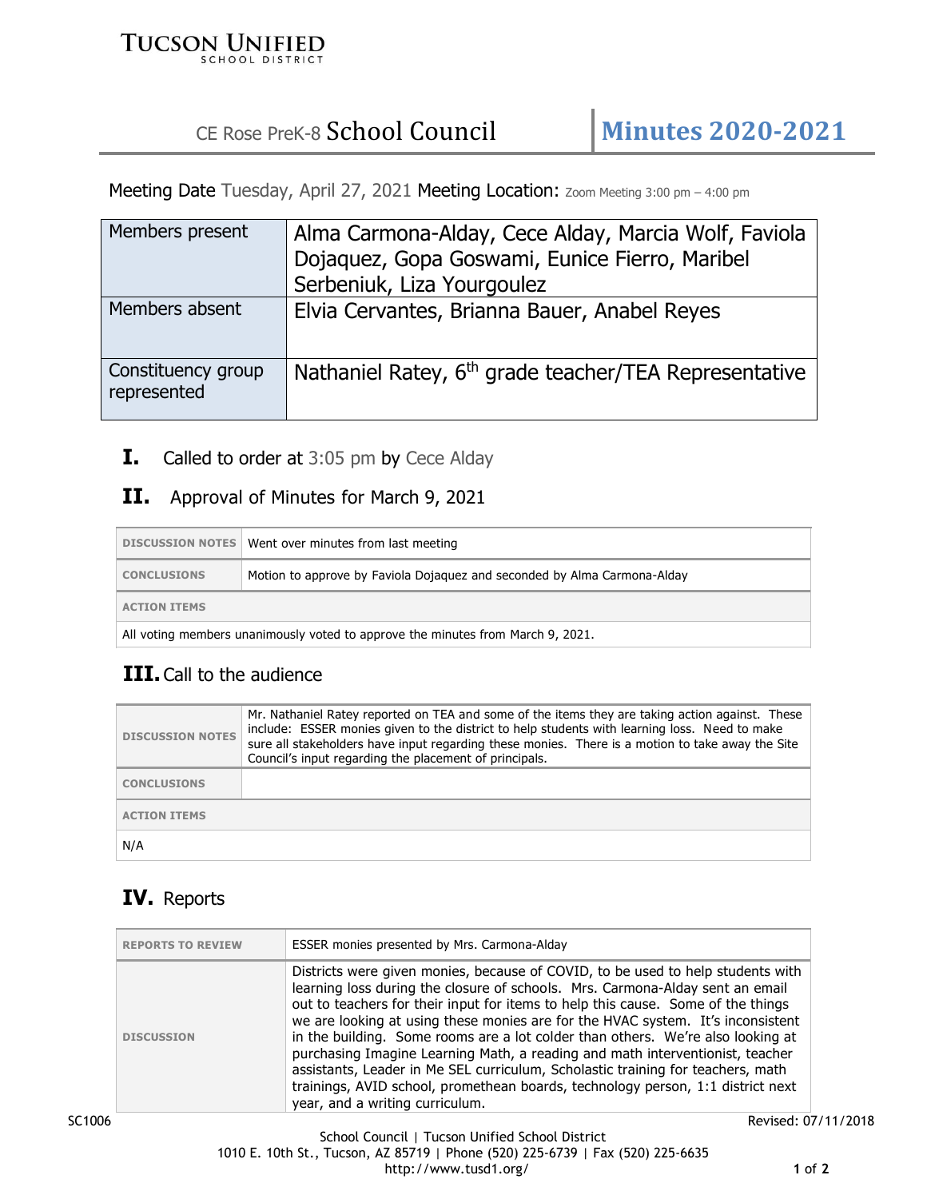TUCSON UNIFIED SCHOOL DISTRICT

# CE Rose PreK-8 School Council | Minutes 2020-2021

Meeting Date Tuesday, April 27, 2021 Meeting Location: Zoom Meeting 3:00 pm – 4:00 pm

| | |
|---|---|
| Members present | Alma Carmona-Alday, Cece Alday, Marcia Wolf, Faviola Dojaquez, Gopa Goswami, Eunice Fierro, Maribel Serbeniuk, Liza Yourgoulez |
| Members absent | Elvia Cervantes, Brianna Bauer, Anabel Reyes |
| Constituency group represented | Nathaniel Ratey, 6th grade teacher/TEA Representative |

## I. Called to order at 3:05 pm by Cece Alday

## II. Approval of Minutes for March 9, 2021

| | |
|---|---|
| DISCUSSION NOTES | Went over minutes from last meeting |
| CONCLUSIONS | Motion to approve by Faviola Dojaquez and seconded by Alma Carmona-Alday |
| ACTION ITEMS | |
| All voting members unanimously voted to approve the minutes from March 9, 2021. | |

## III. Call to the audience

| | |
|---|---|
| DISCUSSION NOTES | Mr. Nathaniel Ratey reported on TEA and some of the items they are taking action against. These include: ESSER monies given to the district to help students with learning loss. Need to make sure all stakeholders have input regarding these monies. There is a motion to take away the Site Council's input regarding the placement of principals. |
| CONCLUSIONS | |
| ACTION ITEMS | |
| N/A | |

## IV. Reports

| | |
|---|---|
| REPORTS TO REVIEW | ESSER monies presented by Mrs. Carmona-Alday |
| DISCUSSION | Districts were given monies, because of COVID, to be used to help students with learning loss during the closure of schools. Mrs. Carmona-Alday sent an email out to teachers for their input for items to help this cause. Some of the things we are looking at using these monies are for the HVAC system. It's inconsistent in the building. Some rooms are a lot colder than others. We're also looking at purchasing Imagine Learning Math, a reading and math interventionist, teacher assistants, Leader in Me SEL curriculum, Scholastic training for teachers, math trainings, AVID school, promethean boards, technology person, 1:1 district next year, and a writing curriculum. |

SC1006 Revised: 07/11/2018

School Council | Tucson Unified School District
1010 E. 10th St., Tucson, AZ 85719 | Phone (520) 225-6739 | Fax (520) 225-6635
http://www.tusd1.org/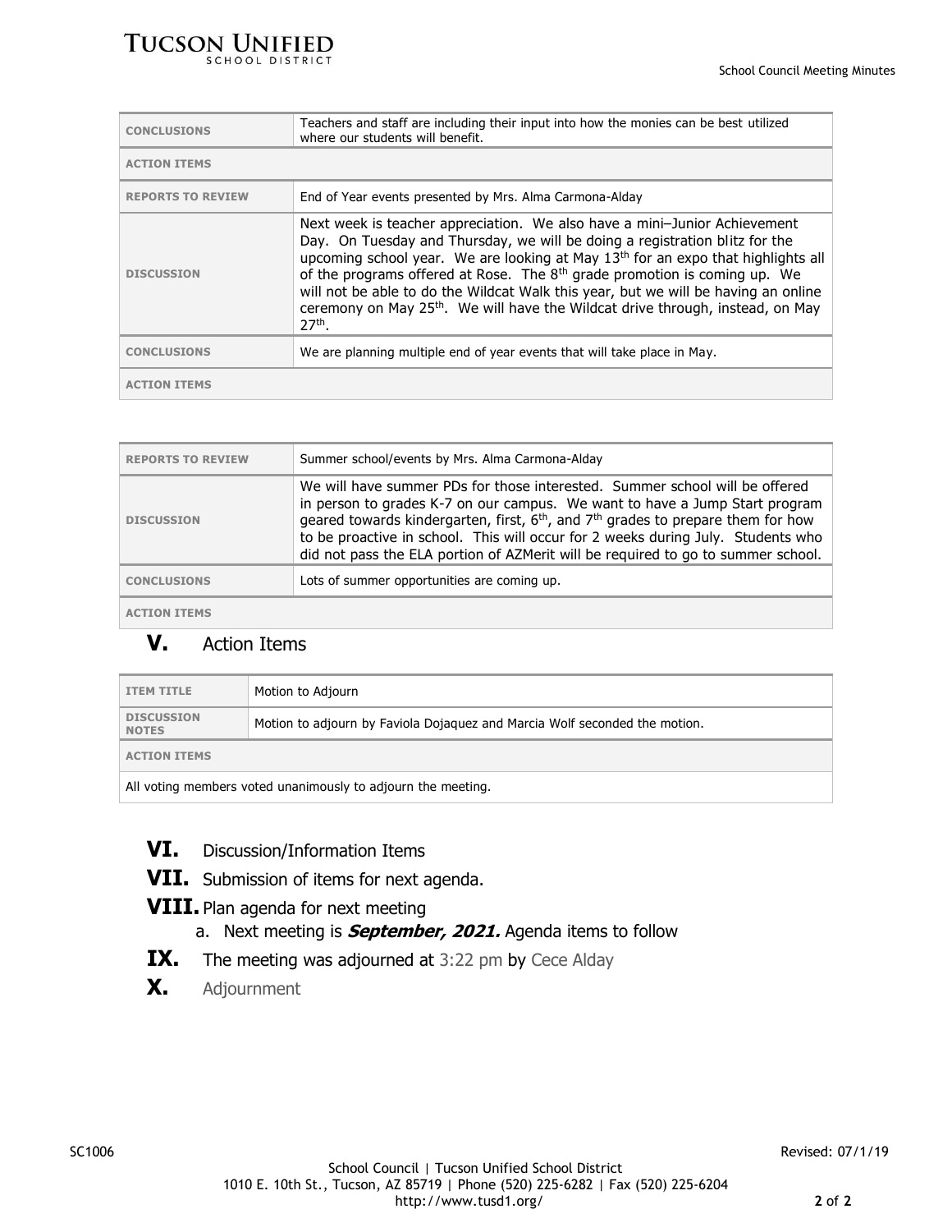| | |
|---|---|
| **CONCLUSIONS** | Teachers and staff are including their input into how the monies can be best utilized where our students will benefit. |
| **ACTION ITEMS** | |
| **REPORTS TO REVIEW** | End of Year events presented by Mrs. Alma Carmona-Alday |
| **DISCUSSION** | Next week is teacher appreciation. We also have a mini–Junior Achievement Day. On Tuesday and Thursday, we will be doing a registration blitz for the upcoming school year. We are looking at May 13th for an expo that highlights all of the programs offered at Rose. The 8th grade promotion is coming up. We will not be able to do the Wildcat Walk this year, but we will be having an online ceremony on May 25th. We will have the Wildcat drive through, instead, on May 27th. |
| **CONCLUSIONS** | We are planning multiple end of year events that will take place in May. |
| **ACTION ITEMS** | |

| | |
|---|---|
| **REPORTS TO REVIEW** | Summer school/events by Mrs. Alma Carmona-Alday |
| **DISCUSSION** | We will have summer PDs for those interested. Summer school will be offered in person to grades K-7 on our campus. We want to have a Jump Start program geared towards kindergarten, first, 6th, and 7th grades to prepare them for how to be proactive in school. This will occur for 2 weeks during July. Students who did not pass the ELA portion of AZMerit will be required to go to summer school. |
| **CONCLUSIONS** | Lots of summer opportunities are coming up. |
| **ACTION ITEMS** | |

## V. Action Items

| | |
|---|---|
| **ITEM TITLE** | Motion to Adjourn |
| **DISCUSSION NOTES** | Motion to adjourn by Faviola Dojaquez and Marcia Wolf seconded the motion. |
| **ACTION ITEMS** | |
| All voting members voted unanimously to adjourn the meeting. | |

## VI. Discussion/Information Items

## VII. Submission of items for next agenda.

## VIII. Plan agenda for next meeting

a. Next meeting is ***September, 2021.*** Agenda items to follow

## IX. The meeting was adjourned at 3:22 pm by Cece Alday

## X. Adjournment

SC1006 Revised: 07/1/19

School Council | Tucson Unified School District
1010 E. 10th St., Tucson, AZ 85719 | Phone (520) 225-6282 | Fax (520) 225-6204
http://www.tusd1.org/